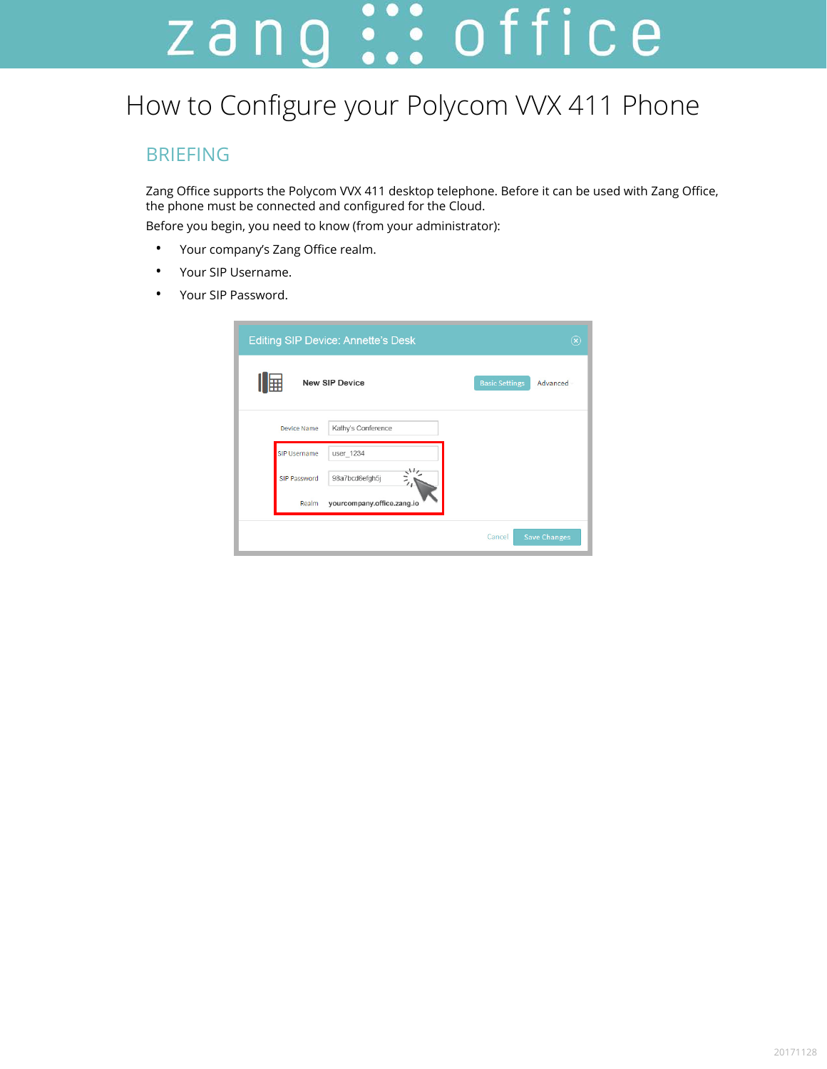# How to Configure your Polycom VVX 411 Phone

## BRIEFING

Zang Office supports the Polycom VVX 411 desktop telephone. Before it can be used with Zang Office, the phone must be connected and configured for the Cloud.

Before you begin, you need to know (from your administrator):

- Your company's Zang Office realm.
- Your SIP Username.
- Your SIP Password.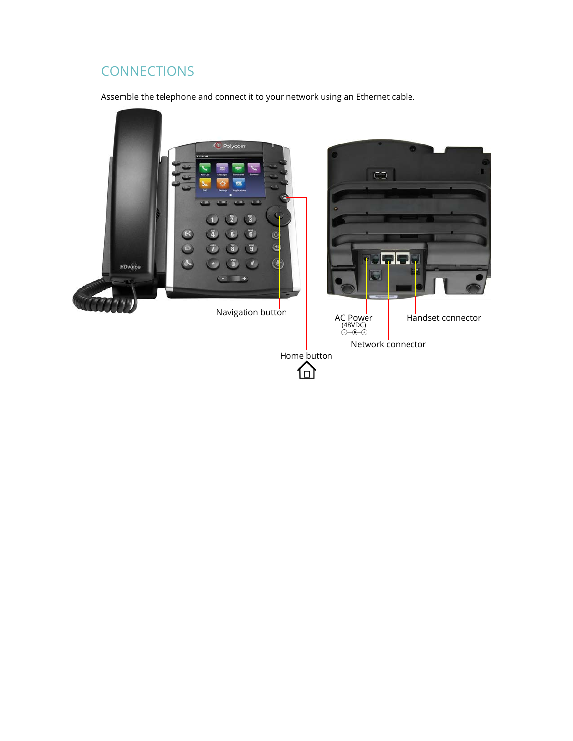## CONNECTIONS

Assemble the telephone and connect it to your network using an Ethernet cable.

Navigation button

Home button

AC Power
(48VDC)

Handset connector

Network connector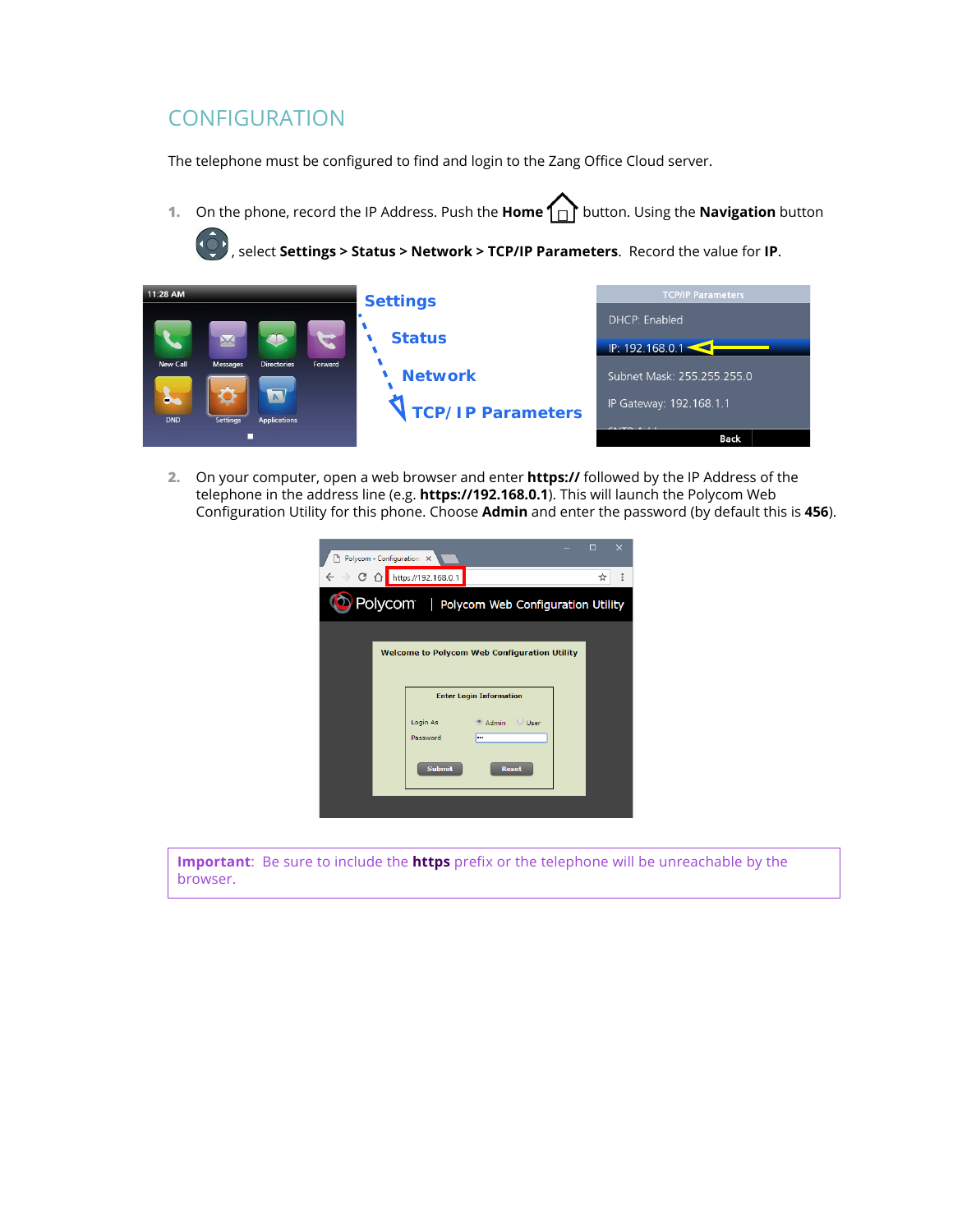## CONFIGURATION

The telephone must be configured to find and login to the Zang Office Cloud server.

1. On the phone, record the IP Address. Push the **Home** button. Using the **Navigation** button, select **Settings > Status > Network > TCP/IP Parameters**. Record the value for **IP**.

2. On your computer, open a web browser and enter **https://** followed by the IP Address of the telephone in the address line (e.g. **https://192.168.0.1**). This will launch the Polycom Web Configuration Utility for this phone. Choose **Admin** and enter the password (by default this is **456**).

**Important**: Be sure to include the **https** prefix or the telephone will be unreachable by the browser.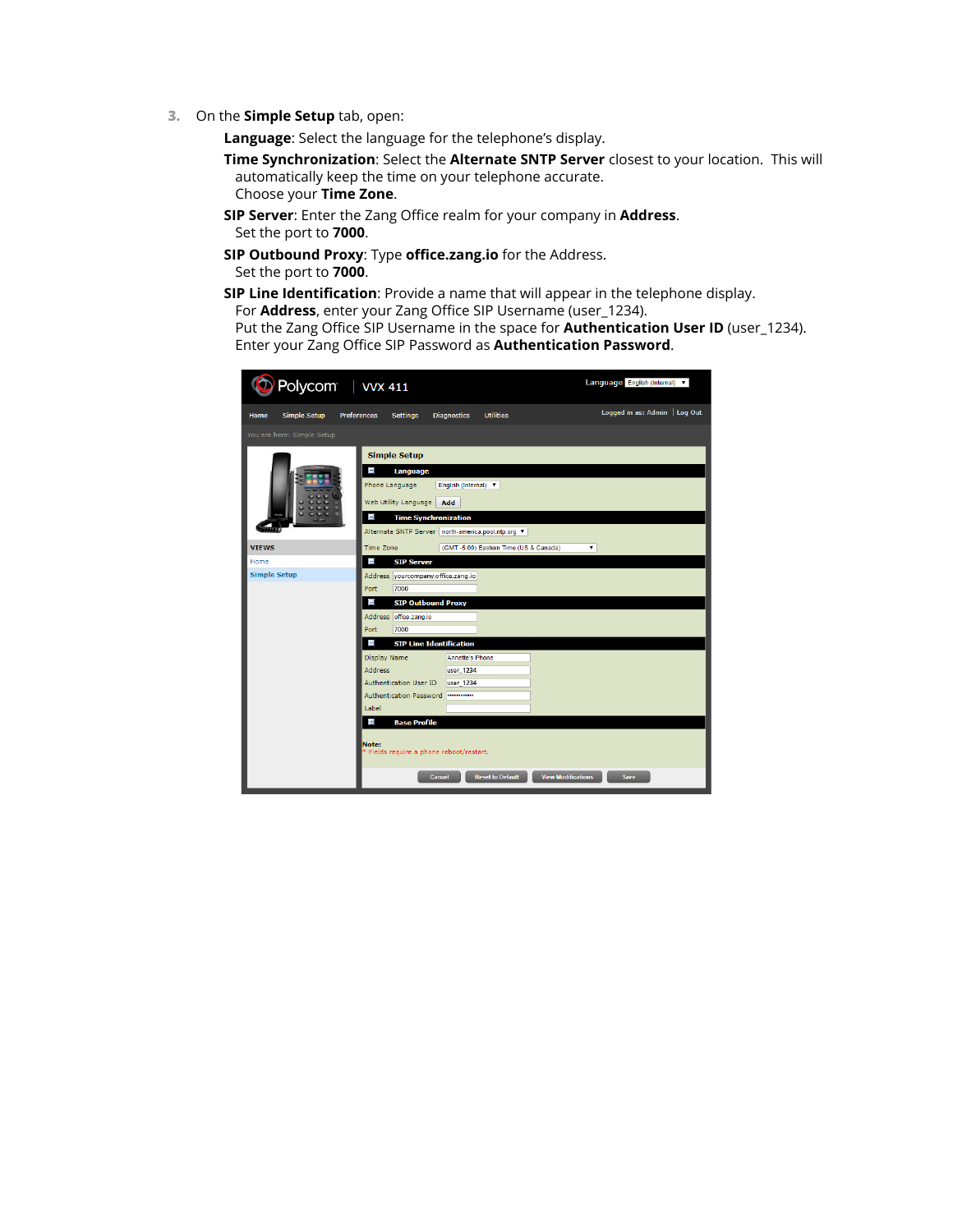3. On the **Simple Setup** tab, open:

   **Language**: Select the language for the telephone's display.

   **Time Synchronization**: Select the **Alternate SNTP Server** closest to your location. This will automatically keep the time on your telephone accurate.
   Choose your **Time Zone**.

   **SIP Server**: Enter the Zang Office realm for your company in **Address**.
   Set the port to **7000**.

   **SIP Outbound Proxy**: Type **office.zang.io** for the Address.
   Set the port to **7000**.

   **SIP Line Identification**: Provide a name that will appear in the telephone display.
   For **Address**, enter your Zang Office SIP Username (user_1234).
   Put the Zang Office SIP Username in the space for **Authentication User ID** (user_1234).
   Enter your Zang Office SIP Password as **Authentication Password**.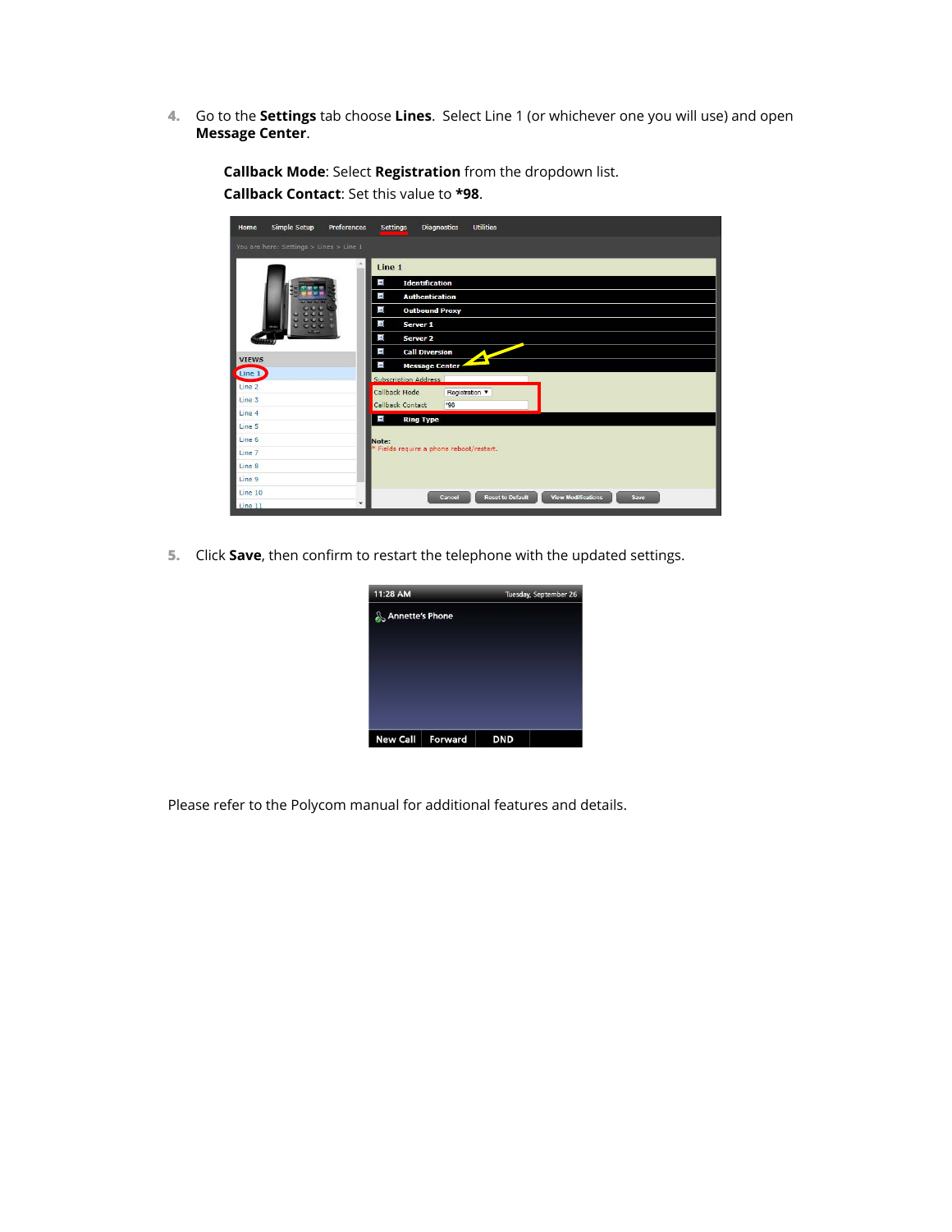4. Go to the **Settings** tab choose **Lines**. Select Line 1 (or whichever one you will use) and open **Message Center**.

   **Callback Mode**: Select **Registration** from the dropdown list.
   
   **Callback Contact**: Set this value to **\*98**.

5. Click **Save**, then confirm to restart the telephone with the updated settings.

Please refer to the Polycom manual for additional features and details.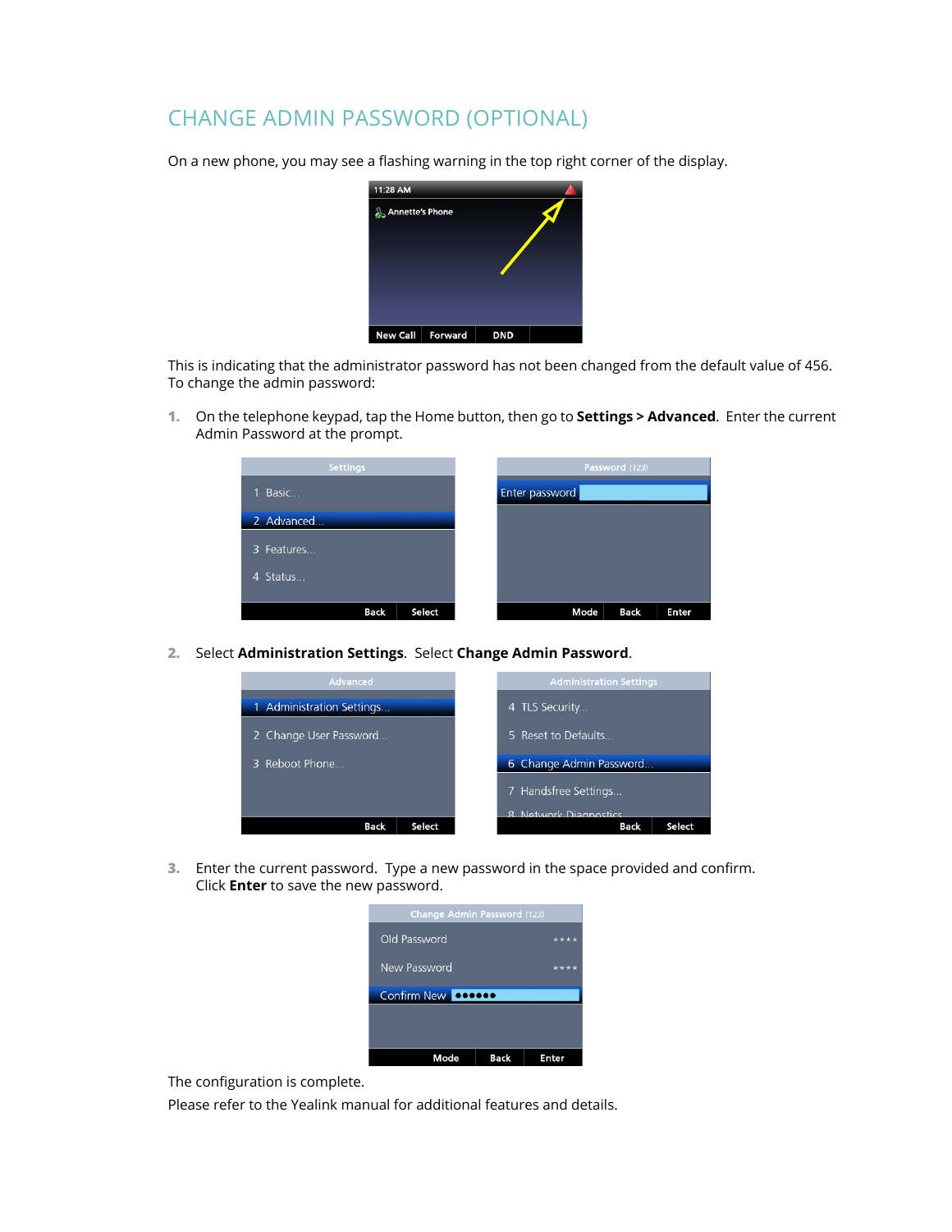## CHANGE ADMIN PASSWORD (OPTIONAL)

On a new phone, you may see a flashing warning in the top right corner of the display.

This is indicating that the administrator password has not been changed from the default value of 456. To change the admin password:

1. On the telephone keypad, tap the Home button, then go to **Settings > Advanced**. Enter the current Admin Password at the prompt.

2. Select **Administration Settings**. Select **Change Admin Password**.

3. Enter the current password. Type a new password in the space provided and confirm. Click **Enter** to save the new password.

The configuration is complete.

Please refer to the Yealink manual for additional features and details.